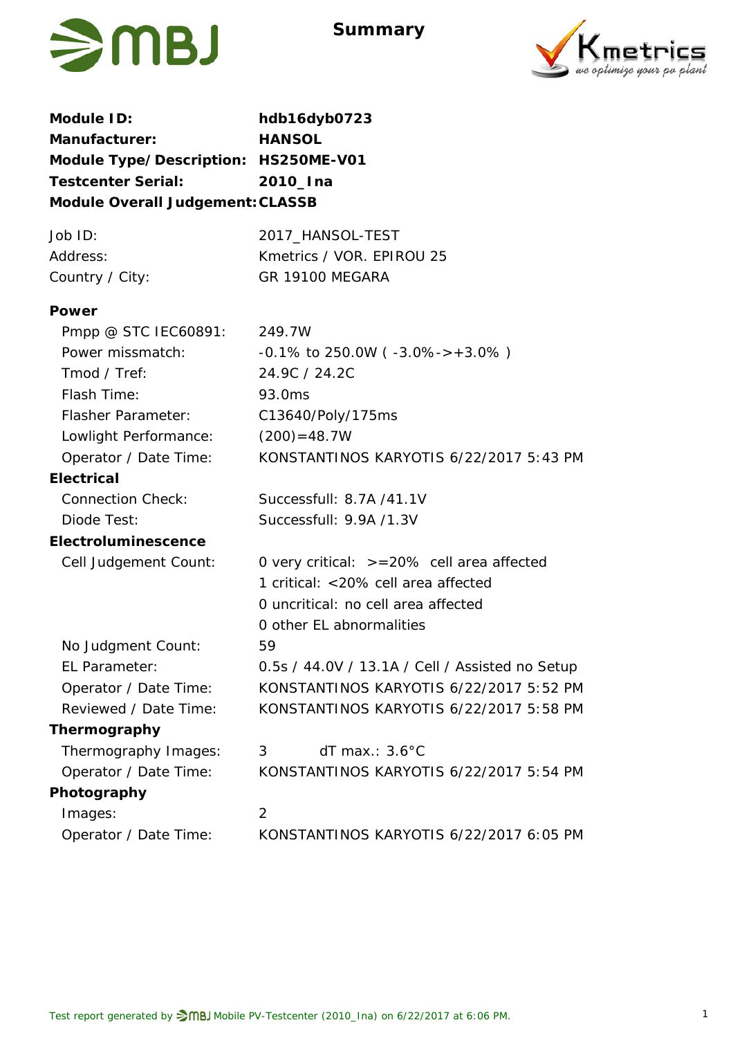# Summary

**Module ID:** **hdb16dyb0723**
**Manufacturer:** **HANSOL**
**Module Type/Description:** **HS250ME-V01**
**Testcenter Serial:** **2010_Ina**
**Module Overall Judgement:** **CLASSB**

| | |
|---|---|
| Job ID: | 2017_HANSOL-TEST |
| Address: | Kmetrics / VOR. EPIROU 25 |
| Country / City: | GR 19100 MEGARA |

**Power**

| | |
|---|---|
| Pmpp @ STC IEC60891: | 249.7W |
| Power missmatch: | -0.1% to 250.0W ( -3.0%->+3.0% ) |
| Tmod / Tref: | 24.9C / 24.2C |
| Flash Time: | 93.0ms |
| Flasher Parameter: | C13640/Poly/175ms |
| Lowlight Performance: | (200)=48.7W |
| Operator / Date Time: | KONSTANTINOS KARYOTIS 6/22/2017 5:43 PM |

**Electrical**

| | |
|---|---|
| Connection Check: | Successfull: 8.7A /41.1V |
| Diode Test: | Successfull: 9.9A /1.3V |

**Electroluminescence**

| | |
|---|---|
| Cell Judgement Count: | 0 very critical: >=20% cell area affected |
| | 1 critical: <20% cell area affected |
| | 0 uncritical: no cell area affected |
| | 0 other EL abnormalities |
| No Judgment Count: | 59 |
| EL Parameter: | 0.5s / 44.0V / 13.1A / Cell / Assisted no Setup |
| Operator / Date Time: | KONSTANTINOS KARYOTIS 6/22/2017 5:52 PM |
| Reviewed / Date Time: | KONSTANTINOS KARYOTIS 6/22/2017 5:58 PM |

**Thermography**

| | |
|---|---|
| Thermography Images: | 3 dT max.: 3.6°C |
| Operator / Date Time: | KONSTANTINOS KARYOTIS 6/22/2017 5:54 PM |

**Photography**

| | |
|---|---|
| Images: | 2 |
| Operator / Date Time: | KONSTANTINOS KARYOTIS 6/22/2017 6:05 PM |

Test report generated by MBJ Mobile PV-Testcenter (2010_Ina) on 6/22/2017 at 6:06 PM.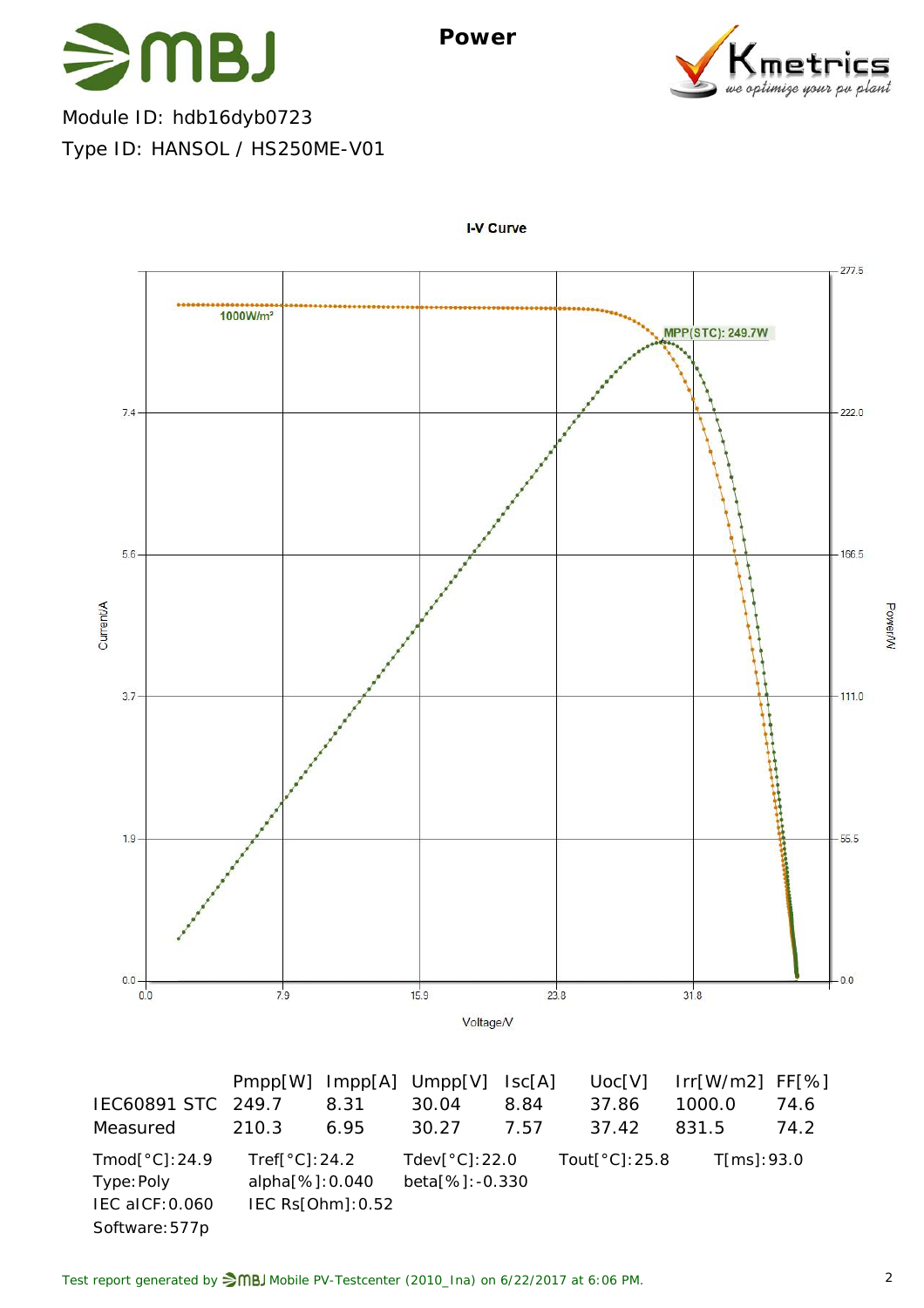# Power

Module ID: hdb16dyb0723

Type ID: HANSOL / HS250ME-V01

| | Pmpp[W] | Impp[A] | Umpp[V] | Isc[A] | Uoc[V] | Irr[W/m2] | FF[%] |
|---|---|---|---|---|---|---|---|
| IEC60891 STC | 249.7 | 8.31 | 30.04 | 8.84 | 37.86 | 1000.0 | 74.6 |
| Measured | 210.3 | 6.95 | 30.27 | 7.57 | 37.42 | 831.5 | 74.2 |

Tmod[°C]:24.9 Tref[°C]:24.2 Tdev[°C]:22.0 Tout[°C]:25.8 T[ms]:93.0

Type:Poly alpha[%]:0.040 beta[%]:-0.330

IEC aICF:0.060 IEC Rs[Ohm]:0.52

Software:577p

Test report generated by MBJ Mobile PV-Testcenter (2010_Ina) on 6/22/2017 at 6:06 PM.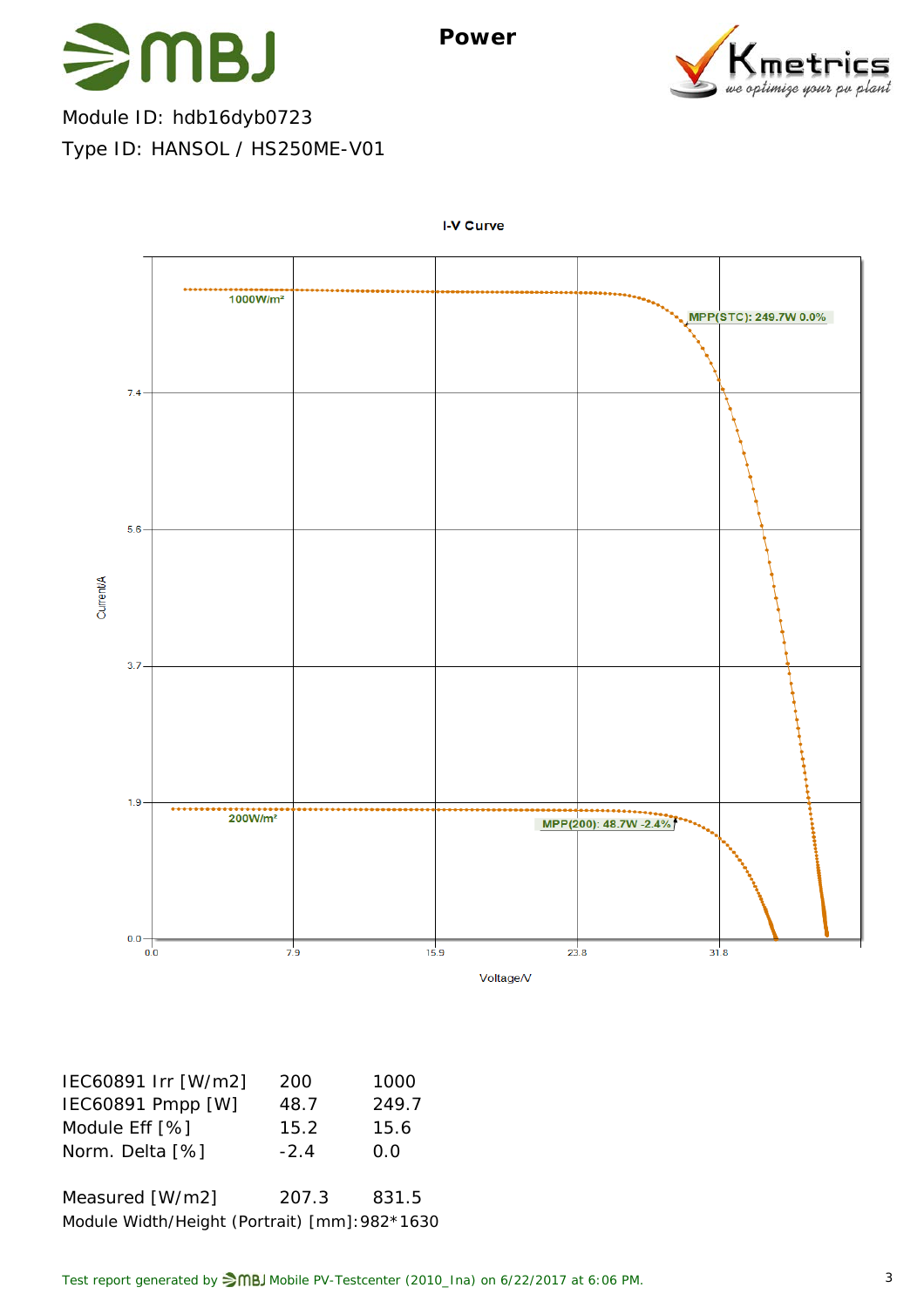# Power

Module ID: hdb16dyb0723

Type ID: HANSOL / HS250ME-V01

I-V Curve

1000W/m²

MPP(STC): 249.7W 0.0%

200W/m²

MPP(200): 48.7W -2.4%

Current/A

Voltage/V

| IEC60891 Irr [W/m2] | 200 | 1000 |
| --- | --- | --- |
| IEC60891 Pmpp [W] | 48.7 | 249.7 |
| Module Eff [%] | 15.2 | 15.6 |
| Norm. Delta [%] | -2.4 | 0.0 |
| | | |
| Measured [W/m2] | 207.3 | 831.5 |

Module Width/Height (Portrait) [mm]:982*1630

Test report generated by MBJ Mobile PV-Testcenter (2010_Ina) on 6/22/2017 at 6:06 PM.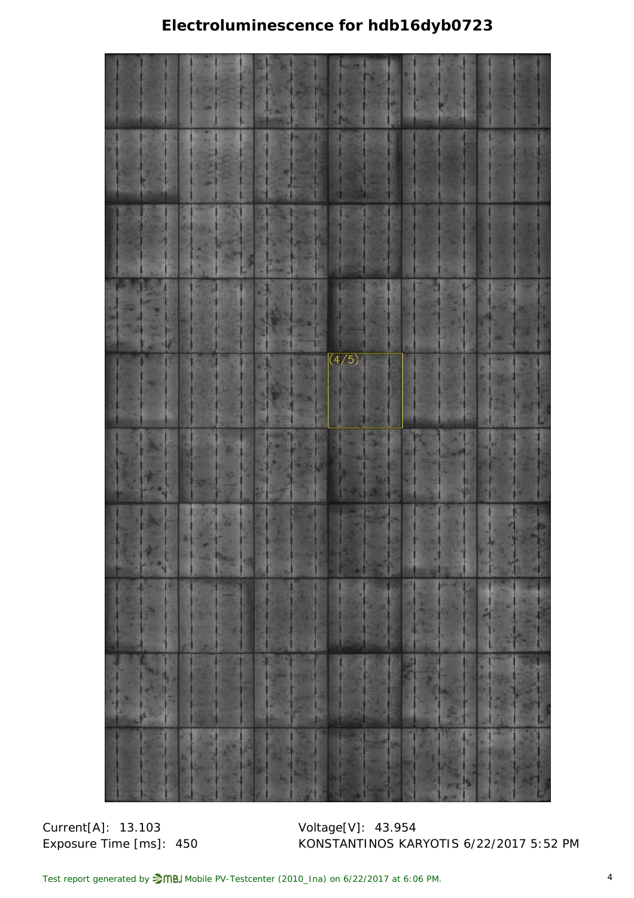# Electroluminescence for hdb16dyb0723

Current[A]: 13.103

Exposure Time [ms]: 450

Voltage[V]: 43.954

KONSTANTINOS KARYOTIS 6/22/2017 5:52 PM

Test report generated by MBJ Mobile PV-Testcenter (2010_Ina) on 6/22/2017 at 6:06 PM.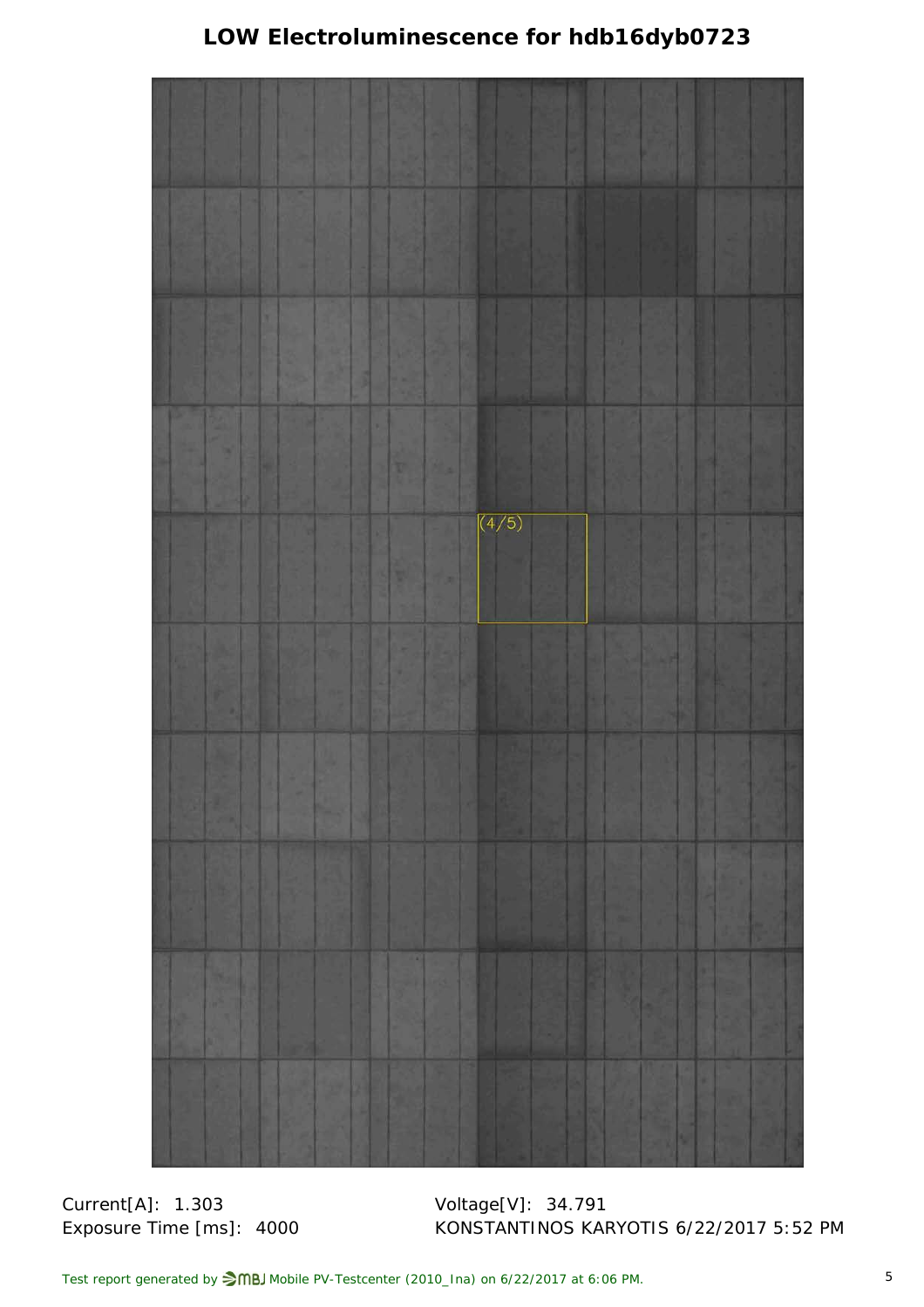# LOW Electroluminescence for hdb16dyb0723

(4/5)

Current[A]: 1.303

Exposure Time [ms]: 4000

Voltage[V]: 34.791

KONSTANTINOS KARYOTIS 6/22/2017 5:52 PM

Test report generated by MBJ Mobile PV-Testcenter (2010_Ina) on 6/22/2017 at 6:06 PM.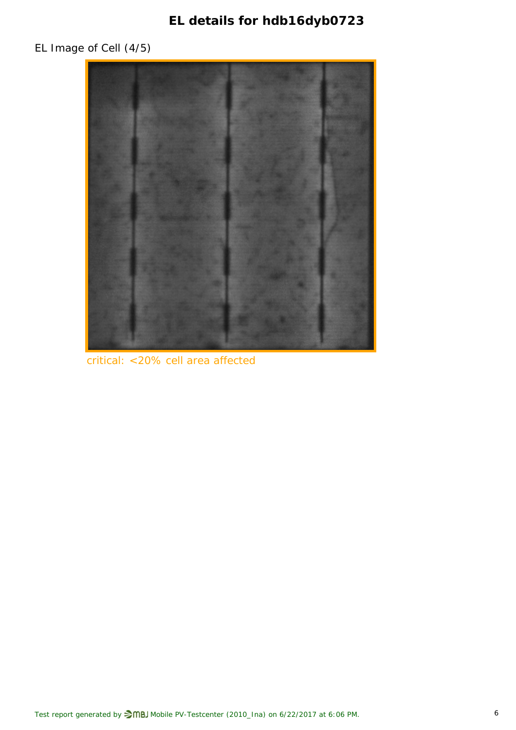# EL details for hdb16dyb0723

EL Image of Cell (4/5)

critical: <20% cell area affected

Test report generated by MBJ Mobile PV-Testcenter (2010_Ina) on 6/22/2017 at 6:06 PM.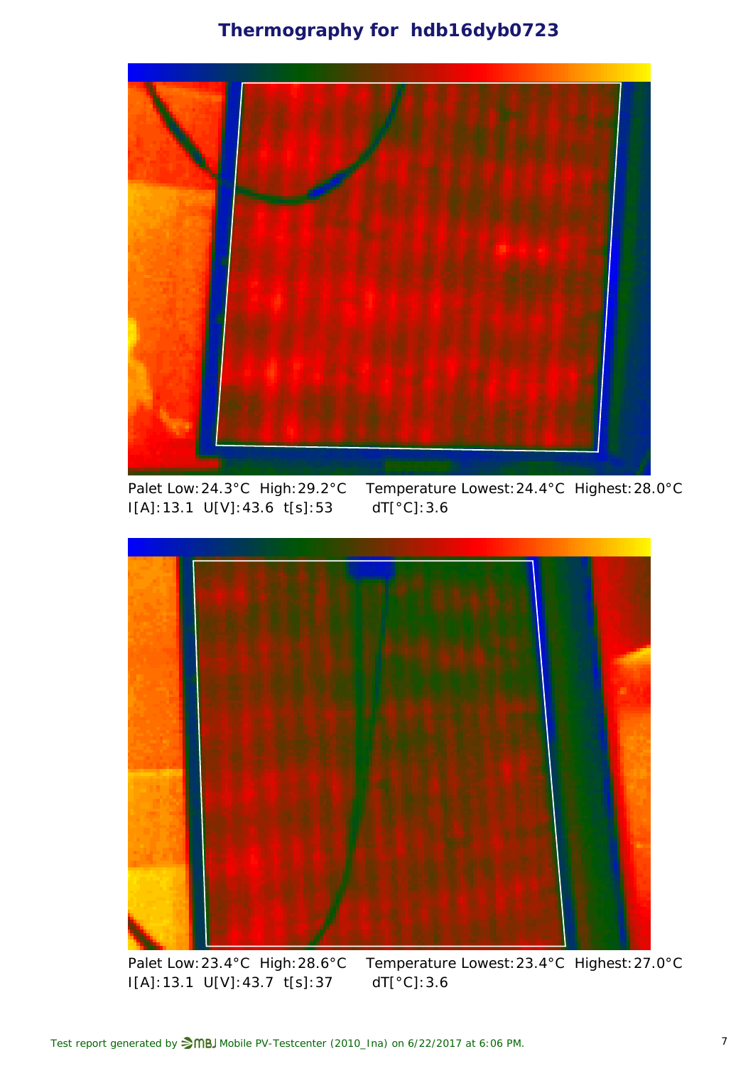# Thermography for hdb16dyb0723

Palet Low: 24.3°C High: 29.2°C Temperature Lowest: 24.4°C Highest: 28.0°C
I[A]: 13.1 U[V]: 43.6 t[s]: 53 dT[°C]: 3.6

Palet Low: 23.4°C High: 28.6°C Temperature Lowest: 23.4°C Highest: 27.0°C
I[A]: 13.1 U[V]: 43.7 t[s]: 37 dT[°C]: 3.6

Test report generated by MBJ Mobile PV-Testcenter (2010_Ina) on 6/22/2017 at 6:06 PM.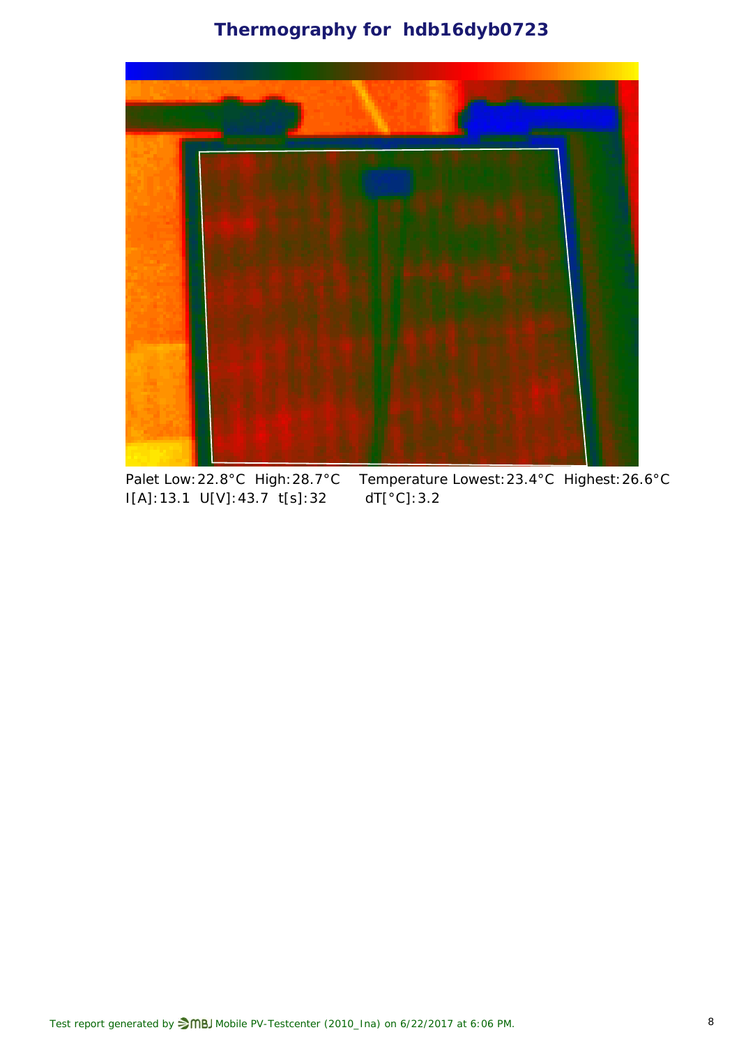# Thermography for hdb16dyb0723

Palet Low: 22.8°C High: 28.7°C   Temperature Lowest: 23.4°C Highest: 26.6°C
I[A]: 13.1 U[V]: 43.7 t[s]: 32   dT[°C]: 3.2

Test report generated by MBJ Mobile PV-Testcenter (2010_Ina) on 6/22/2017 at 6:06 PM.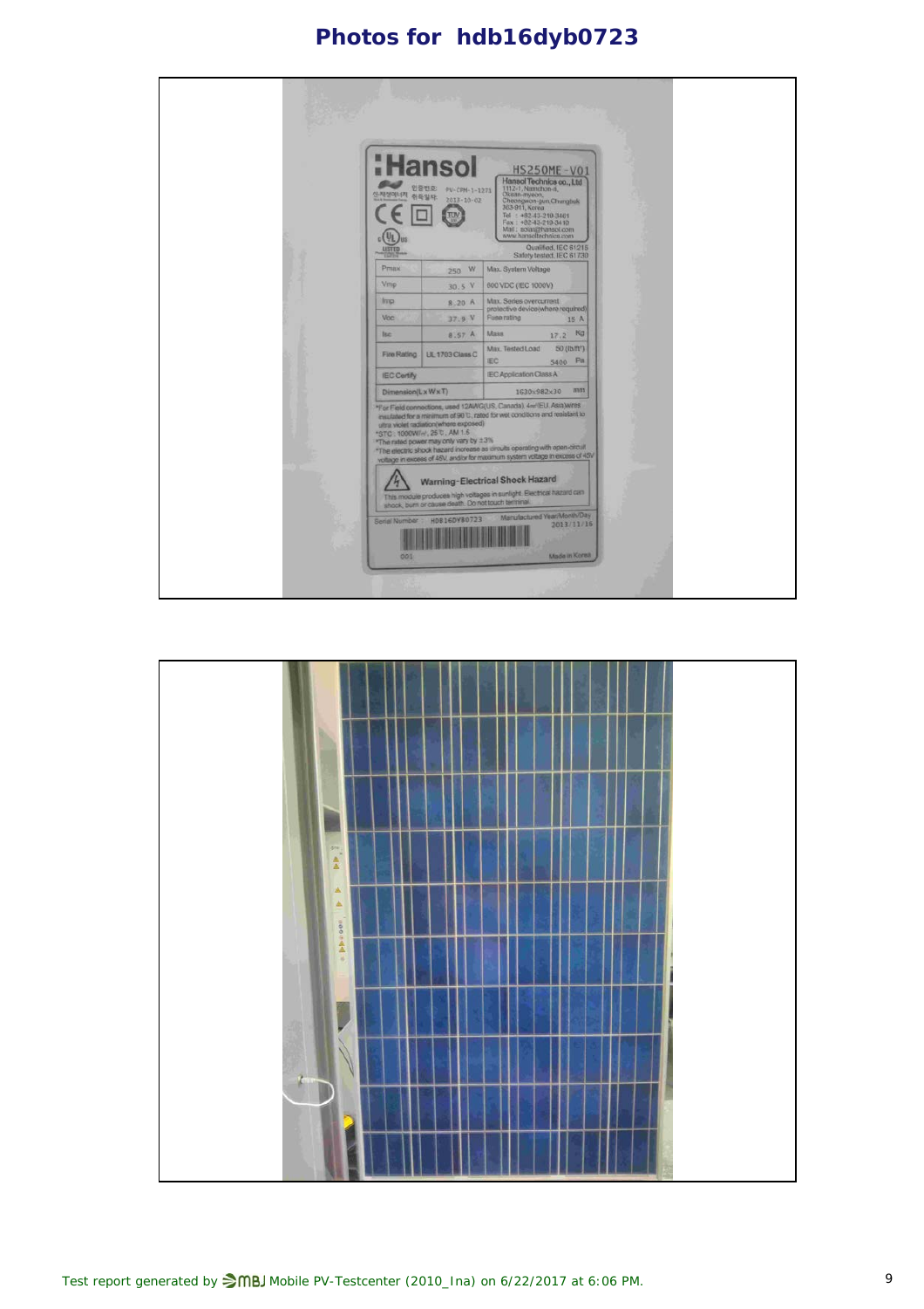# Photos for hdb16dyb0723

Test report generated by MBJ Mobile PV-Testcenter (2010_Ina) on 6/22/2017 at 6:06 PM.